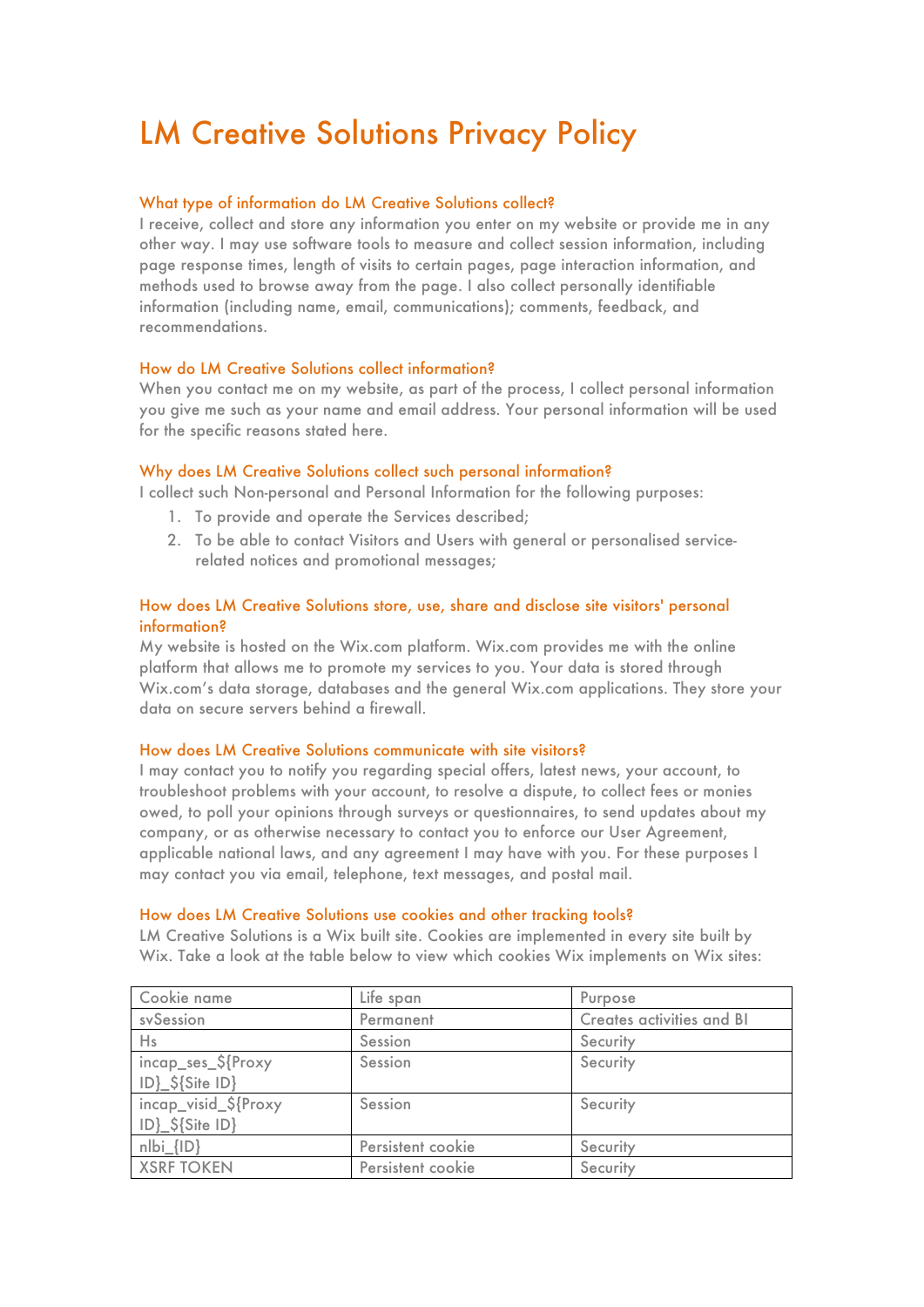# LM Creative Solutions Privacy Policy

## What type of information do LM Creative Solutions collect?

I receive, collect and store any information you enter on my website or provide me in any other way. I may use software tools to measure and collect session information, including page response times, length of visits to certain pages, page interaction information, and methods used to browse away from the page. I also collect personally identifiable information (including name, email, communications); comments, feedback, and recommendations.

## How do LM Creative Solutions collect information?

When you contact me on my website, as part of the process, I collect personal information you give me such as your name and email address. Your personal information will be used for the specific reasons stated here.

## Why does LM Creative Solutions collect such personal information?

I collect such Non-personal and Personal Information for the following purposes:

1. To provide and operate the Services described;
2. To be able to contact Visitors and Users with general or personalised service-related notices and promotional messages;

## How does LM Creative Solutions store, use, share and disclose site visitors' personal information?

My website is hosted on the Wix.com platform. Wix.com provides me with the online platform that allows me to promote my services to you. Your data is stored through Wix.com's data storage, databases and the general Wix.com applications. They store your data on secure servers behind a firewall.

## How does LM Creative Solutions communicate with site visitors?

I may contact you to notify you regarding special offers, latest news, your account, to troubleshoot problems with your account, to resolve a dispute, to collect fees or monies owed, to poll your opinions through surveys or questionnaires, to send updates about my company, or as otherwise necessary to contact you to enforce our User Agreement, applicable national laws, and any agreement I may have with you. For these purposes I may contact you via email, telephone, text messages, and postal mail.

## How does LM Creative Solutions use cookies and other tracking tools?

LM Creative Solutions is a Wix built site. Cookies are implemented in every site built by Wix. Take a look at the table below to view which cookies Wix implements on Wix sites:

| Cookie name | Life span | Purpose |
|---|---|---|
| svSession | Permanent | Creates activities and BI |
| Hs | Session | Security |
| incap_ses_${Proxy ID}_${Site ID} | Session | Security |
| incap_visid_${Proxy ID}_${Site ID} | Session | Security |
| nlbi_{ID} | Persistent cookie | Security |
| XSRF TOKEN | Persistent cookie | Security |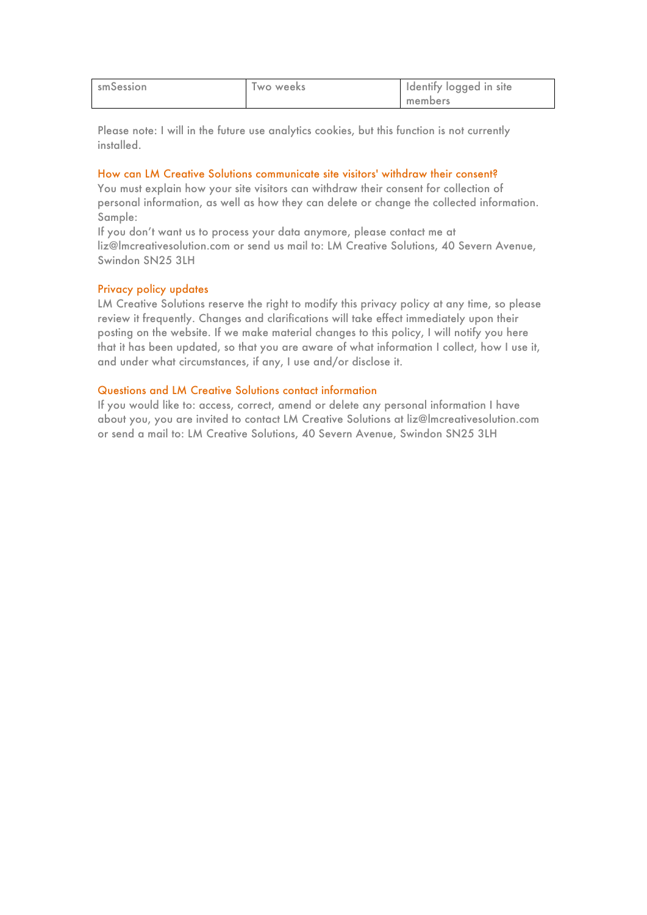| | | |
|---|---|---|
| smSession | Two weeks | Identify logged in site members |

Please note: I will in the future use analytics cookies, but this function is not currently installed.

### How can LM Creative Solutions communicate site visitors' withdraw their consent?

You must explain how your site visitors can withdraw their consent for collection of personal information, as well as how they can delete or change the collected information. Sample:

If you don't want us to process your data anymore, please contact me at liz@lmcreativesolution.com or send us mail to: LM Creative Solutions, 40 Severn Avenue, Swindon SN25 3LH

### Privacy policy updates

LM Creative Solutions reserve the right to modify this privacy policy at any time, so please review it frequently. Changes and clarifications will take effect immediately upon their posting on the website. If we make material changes to this policy, I will notify you here that it has been updated, so that you are aware of what information I collect, how I use it, and under what circumstances, if any, I use and/or disclose it.

### Questions and LM Creative Solutions contact information

If you would like to: access, correct, amend or delete any personal information I have about you, you are invited to contact LM Creative Solutions at liz@lmcreativesolution.com or send a mail to: LM Creative Solutions, 40 Severn Avenue, Swindon SN25 3LH